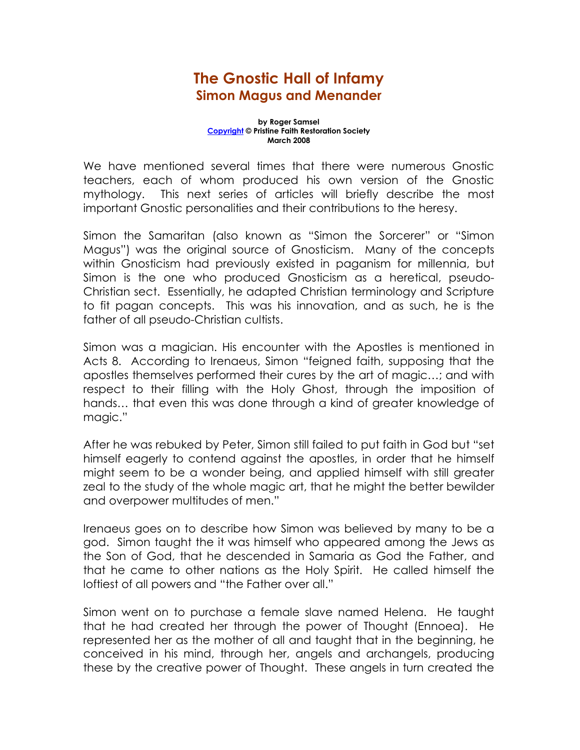# The Gnostic Hall of Infamy
## Simon Magus and Menander

**by Roger Samsel**
**Copyright © Pristine Faith Restoration Society**
**March 2008**

We have mentioned several times that there were numerous Gnostic teachers, each of whom produced his own version of the Gnostic mythology. This next series of articles will briefly describe the most important Gnostic personalities and their contributions to the heresy.

Simon the Samaritan (also known as "Simon the Sorcerer" or "Simon Magus") was the original source of Gnosticism. Many of the concepts within Gnosticism had previously existed in paganism for millennia, but Simon is the one who produced Gnosticism as a heretical, pseudo-Christian sect. Essentially, he adapted Christian terminology and Scripture to fit pagan concepts. This was his innovation, and as such, he is the father of all pseudo-Christian cultists.

Simon was a magician. His encounter with the Apostles is mentioned in Acts 8. According to Irenaeus, Simon "feigned faith, supposing that the apostles themselves performed their cures by the art of magic…; and with respect to their filling with the Holy Ghost, through the imposition of hands… that even this was done through a kind of greater knowledge of magic."

After he was rebuked by Peter, Simon still failed to put faith in God but "set himself eagerly to contend against the apostles, in order that he himself might seem to be a wonder being, and applied himself with still greater zeal to the study of the whole magic art, that he might the better bewilder and overpower multitudes of men."

Irenaeus goes on to describe how Simon was believed by many to be a god. Simon taught the it was himself who appeared among the Jews as the Son of God, that he descended in Samaria as God the Father, and that he came to other nations as the Holy Spirit. He called himself the loftiest of all powers and "the Father over all."

Simon went on to purchase a female slave named Helena. He taught that he had created her through the power of Thought (Ennoea). He represented her as the mother of all and taught that in the beginning, he conceived in his mind, through her, angels and archangels, producing these by the creative power of Thought. These angels in turn created the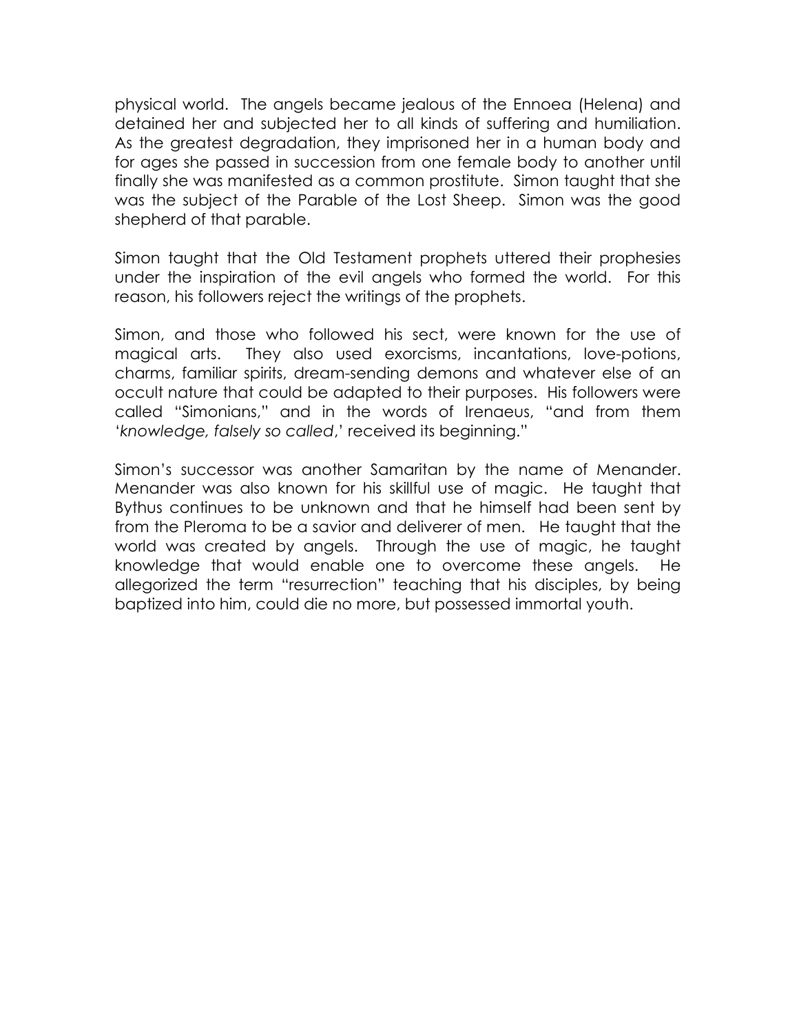physical world. The angels became jealous of the Ennoea (Helena) and detained her and subjected her to all kinds of suffering and humiliation. As the greatest degradation, they imprisoned her in a human body and for ages she passed in succession from one female body to another until finally she was manifested as a common prostitute. Simon taught that she was the subject of the Parable of the Lost Sheep. Simon was the good shepherd of that parable.

Simon taught that the Old Testament prophets uttered their prophesies under the inspiration of the evil angels who formed the world. For this reason, his followers reject the writings of the prophets.

Simon, and those who followed his sect, were known for the use of magical arts. They also used exorcisms, incantations, love-potions, charms, familiar spirits, dream-sending demons and whatever else of an occult nature that could be adapted to their purposes. His followers were called "Simonians," and in the words of Irenaeus, "and from them '*knowledge, falsely so called*,' received its beginning."

Simon's successor was another Samaritan by the name of Menander. Menander was also known for his skillful use of magic. He taught that Bythus continues to be unknown and that he himself had been sent by from the Pleroma to be a savior and deliverer of men. He taught that the world was created by angels. Through the use of magic, he taught knowledge that would enable one to overcome these angels. He allegorized the term "resurrection" teaching that his disciples, by being baptized into him, could die no more, but possessed immortal youth.